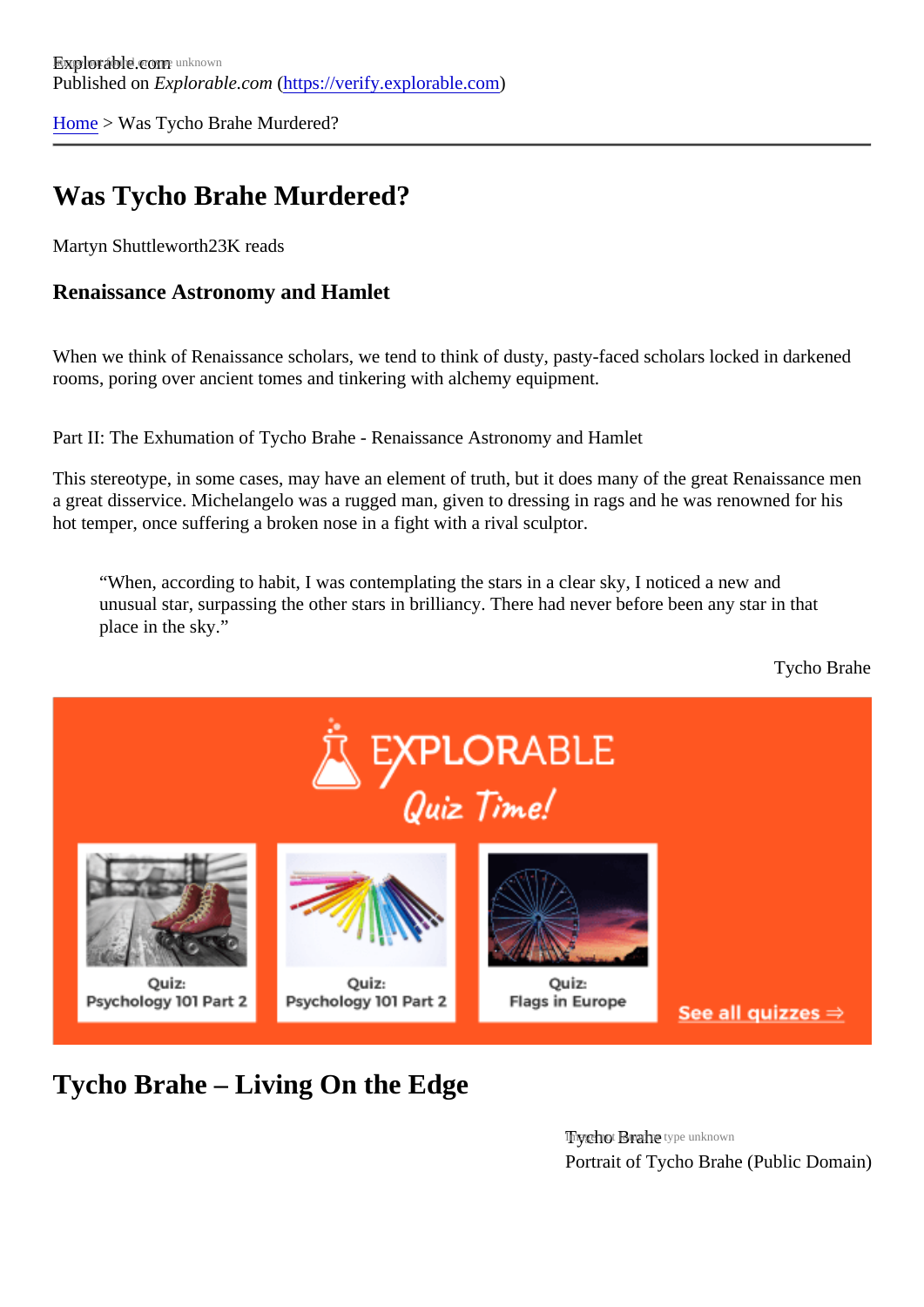Explorable.com
Published on *Explorable.com* (https://verify.explorable.com)

Home > Was Tycho Brahe Murdered?

# Was Tycho Brahe Murdered?

Martyn Shuttleworth23K reads

### Renaissance Astronomy and Hamlet

When we think of Renaissance scholars, we tend to think of dusty, pasty-faced scholars locked in darkened rooms, poring over ancient tomes and tinkering with alchemy equipment.

Part II: The Exhumation of Tycho Brahe - Renaissance Astronomy and Hamlet

This stereotype, in some cases, may have an element of truth, but it does many of the great Renaissance men a great disservice. Michelangelo was a rugged man, given to dressing in rags and he was renowned for his hot temper, once suffering a broken nose in a fight with a rival sculptor.

> "When, according to habit, I was contemplating the stars in a clear sky, I noticed a new and unusual star, surpassing the other stars in brilliancy. There had never before been any star in that place in the sky."

Tycho Brahe

## Tycho Brahe – Living On the Edge

Tycho Brahe
Portrait of Tycho Brahe (Public Domain)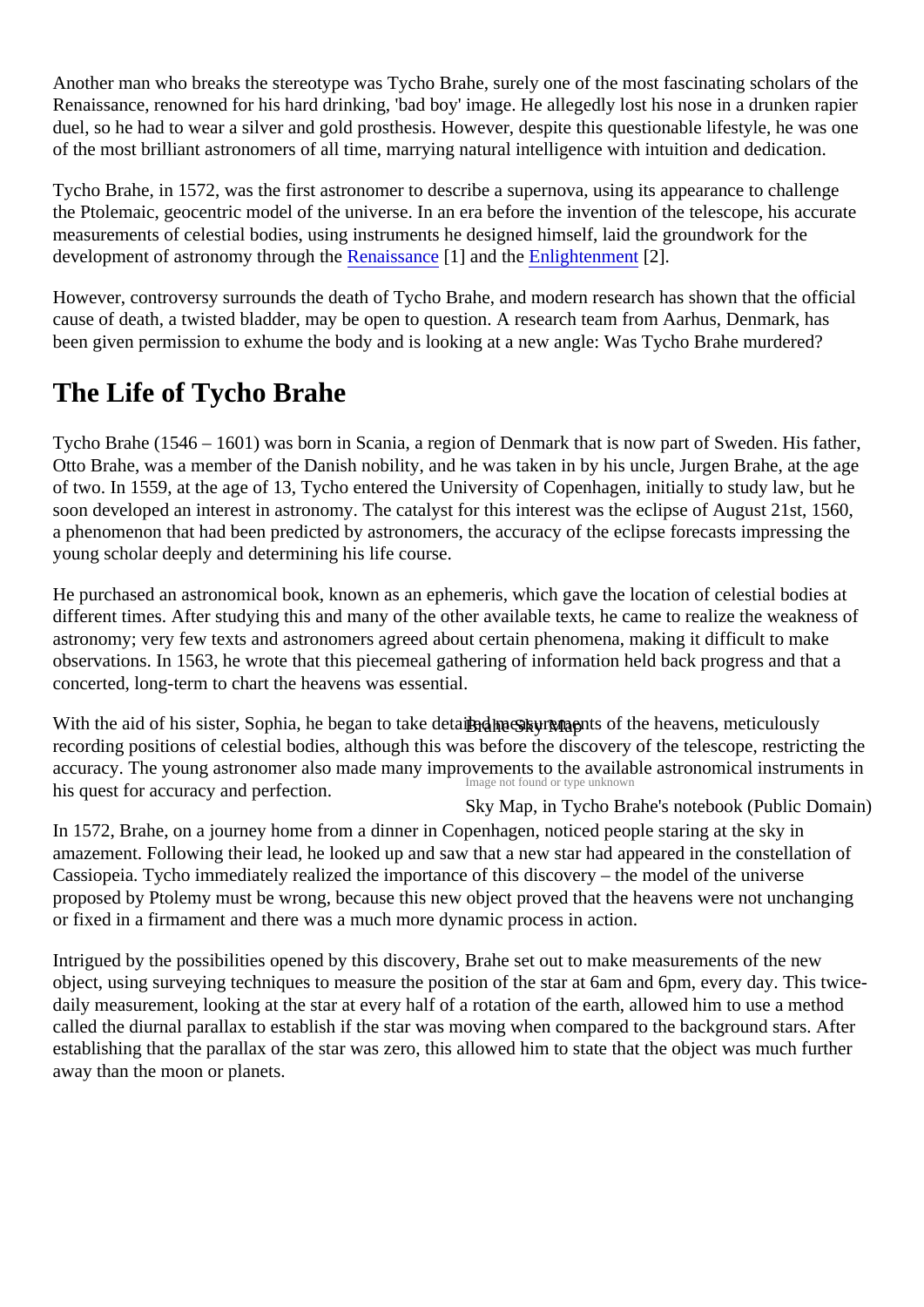Another man who breaks the stereotype was Tycho Brahe, surely one of the most fascinating scholars of the Renaissance, renowned for his hard drinking, 'bad boy' image. He allegedly lost his nose in a drunken rapier duel, so he had to wear a silver and gold prosthesis. However, despite this questionable lifestyle, he was one of the most brilliant astronomers of all time, marrying natural intelligence with intuition and dedication.

Tycho Brahe, in 1572, was the first astronomer to describe a supernova, using its appearance to challenge the Ptolemaic, geocentric model of the universe. In an era before the invention of the telescope, his accurate measurements of celestial bodies, using instruments he designed himself, laid the groundwork for the development of astronomy through the Renaissance [1] and the Enlightenment [2].

However, controversy surrounds the death of Tycho Brahe, and modern research has shown that the official cause of death, a twisted bladder, may be open to question. A research team from Aarhus, Denmark, has been given permission to exhume the body and is looking at a new angle: Was Tycho Brahe murdered?

## The Life of Tycho Brahe

Tycho Brahe (1546 – 1601) was born in Scania, a region of Denmark that is now part of Sweden. His father, Otto Brahe, was a member of the Danish nobility, and he was taken in by his uncle, Jurgen Brahe, at the age of two. In 1559, at the age of 13, Tycho entered the University of Copenhagen, initially to study law, but he soon developed an interest in astronomy. The catalyst for this interest was the eclipse of August 21st, 1560, a phenomenon that had been predicted by astronomers, the accuracy of the eclipse forecasts impressing the young scholar deeply and determining his life course.

He purchased an astronomical book, known as an ephemeris, which gave the location of celestial bodies at different times. After studying this and many of the other available texts, he came to realize the weakness of astronomy; very few texts and astronomers agreed about certain phenomena, making it difficult to make observations. In 1563, he wrote that this piecemeal gathering of information held back progress and that a concerted, long-term to chart the heavens was essential.

With the aid of his sister, Sophia, he began to take detailed measurements of the heavens, meticulously recording positions of celestial bodies, although this was before the discovery of the telescope, restricting the accuracy. The young astronomer also made many improvements to the available astronomical instruments in his quest for accuracy and perfection.

Brahe Sky Map

Image not found or type unknown

Sky Map, in Tycho Brahe's notebook (Public Domain)

In 1572, Brahe, on a journey home from a dinner in Copenhagen, noticed people staring at the sky in amazement. Following their lead, he looked up and saw that a new star had appeared in the constellation of Cassiopeia. Tycho immediately realized the importance of this discovery – the model of the universe proposed by Ptolemy must be wrong, because this new object proved that the heavens were not unchanging or fixed in a firmament and there was a much more dynamic process in action.

Intrigued by the possibilities opened by this discovery, Brahe set out to make measurements of the new object, using surveying techniques to measure the position of the star at 6am and 6pm, every day. This twice-daily measurement, looking at the star at every half of a rotation of the earth, allowed him to use a method called the diurnal parallax to establish if the star was moving when compared to the background stars. After establishing that the parallax of the star was zero, this allowed him to state that the object was much further away than the moon or planets.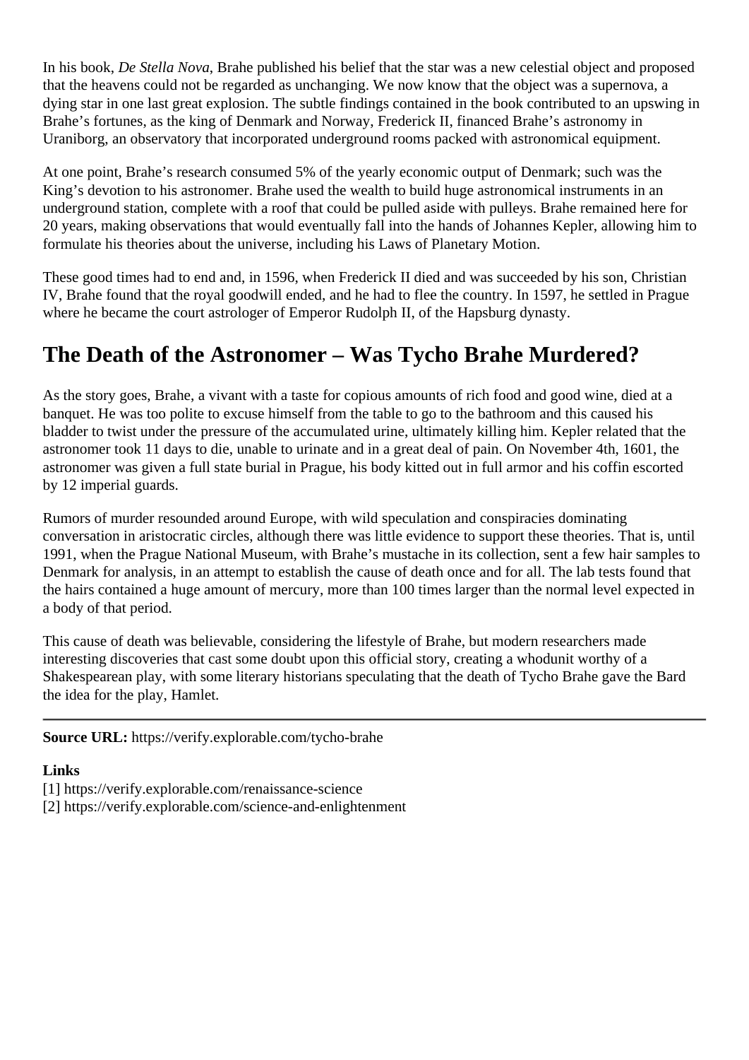In his book, *De Stella Nova*, Brahe published his belief that the star was a new celestial object and proposed that the heavens could not be regarded as unchanging. We now know that the object was a supernova, a dying star in one last great explosion. The subtle findings contained in the book contributed to an upswing in Brahe's fortunes, as the king of Denmark and Norway, Frederick II, financed Brahe's astronomy in Uraniborg, an observatory that incorporated underground rooms packed with astronomical equipment.

At one point, Brahe's research consumed 5% of the yearly economic output of Denmark; such was the King's devotion to his astronomer. Brahe used the wealth to build huge astronomical instruments in an underground station, complete with a roof that could be pulled aside with pulleys. Brahe remained here for 20 years, making observations that would eventually fall into the hands of Johannes Kepler, allowing him to formulate his theories about the universe, including his Laws of Planetary Motion.

These good times had to end and, in 1596, when Frederick II died and was succeeded by his son, Christian IV, Brahe found that the royal goodwill ended, and he had to flee the country. In 1597, he settled in Prague where he became the court astrologer of Emperor Rudolph II, of the Hapsburg dynasty.

## The Death of the Astronomer – Was Tycho Brahe Murdered?

As the story goes, Brahe, a vivant with a taste for copious amounts of rich food and good wine, died at a banquet. He was too polite to excuse himself from the table to go to the bathroom and this caused his bladder to twist under the pressure of the accumulated urine, ultimately killing him. Kepler related that the astronomer took 11 days to die, unable to urinate and in a great deal of pain. On November 4th, 1601, the astronomer was given a full state burial in Prague, his body kitted out in full armor and his coffin escorted by 12 imperial guards.

Rumors of murder resounded around Europe, with wild speculation and conspiracies dominating conversation in aristocratic circles, although there was little evidence to support these theories. That is, until 1991, when the Prague National Museum, with Brahe's mustache in its collection, sent a few hair samples to Denmark for analysis, in an attempt to establish the cause of death once and for all. The lab tests found that the hairs contained a huge amount of mercury, more than 100 times larger than the normal level expected in a body of that period.

This cause of death was believable, considering the lifestyle of Brahe, but modern researchers made interesting discoveries that cast some doubt upon this official story, creating a whodunit worthy of a Shakespearean play, with some literary historians speculating that the death of Tycho Brahe gave the Bard the idea for the play, Hamlet.

---

**Source URL:** https://verify.explorable.com/tycho-brahe

**Links**
[1] https://verify.explorable.com/renaissance-science
[2] https://verify.explorable.com/science-and-enlightenment